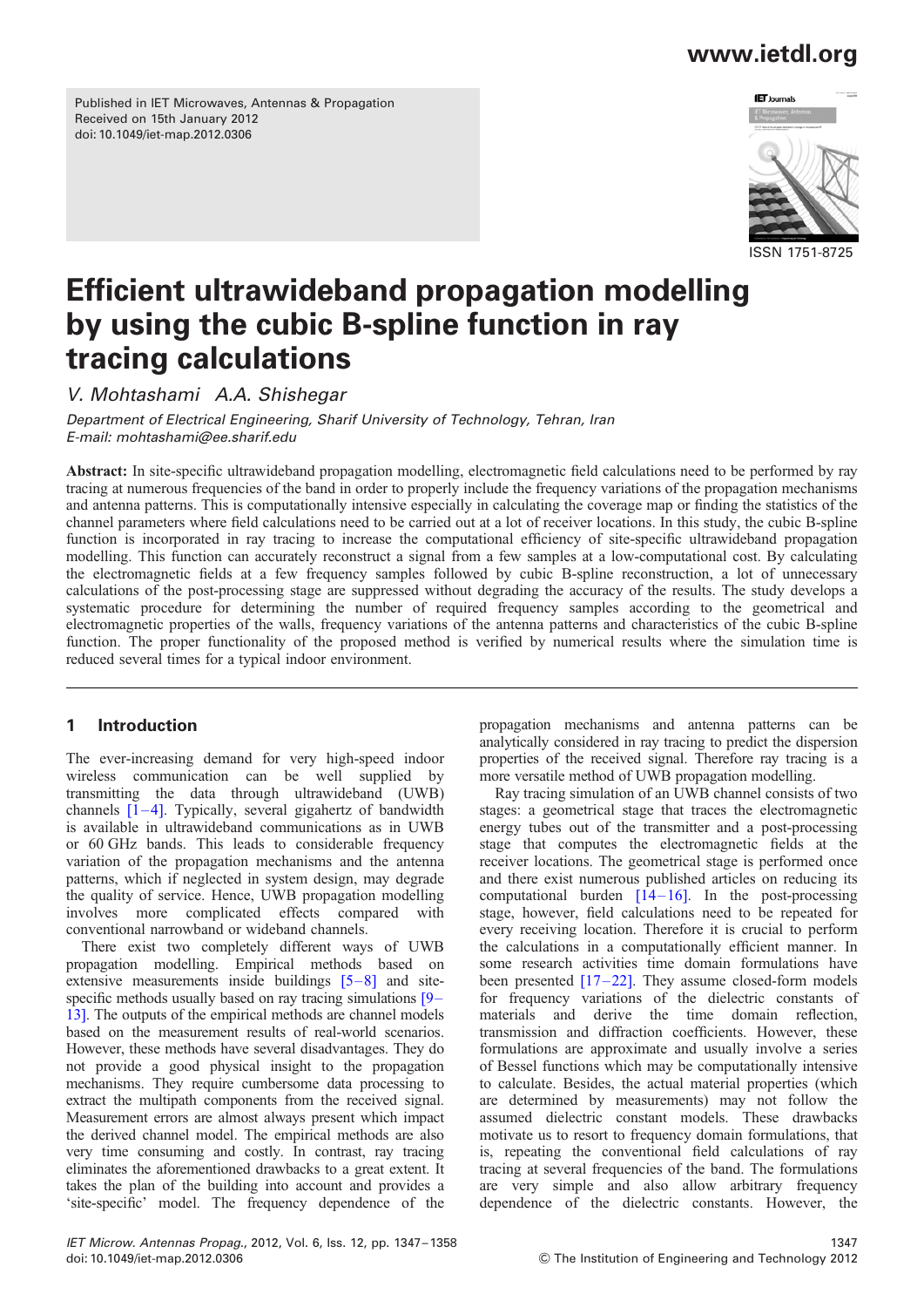Published in IET Microwaves, Antennas & Propagation
Received on 15th January 2012
doi: 10.1049/iet-map.2012.0306

ISSN 1751-8725

# Efficient ultrawideband propagation modelling by using the cubic B-spline function in ray tracing calculations

*V. Mohtashami A.A. Shishegar*

*Department of Electrical Engineering, Sharif University of Technology, Tehran, Iran*
*E-mail: mohtashami@ee.sharif.edu*

**Abstract:** In site-specific ultrawideband propagation modelling, electromagnetic field calculations need to be performed by ray tracing at numerous frequencies of the band in order to properly include the frequency variations of the propagation mechanisms and antenna patterns. This is computationally intensive especially in calculating the coverage map or finding the statistics of the channel parameters where field calculations need to be carried out at a lot of receiver locations. In this study, the cubic B-spline function is incorporated in ray tracing to increase the computational efficiency of site-specific ultrawideband propagation modelling. This function can accurately reconstruct a signal from a few samples at a low-computational cost. By calculating the electromagnetic fields at a few frequency samples followed by cubic B-spline reconstruction, a lot of unnecessary calculations of the post-processing stage are suppressed without degrading the accuracy of the results. The study develops a systematic procedure for determining the number of required frequency samples according to the geometrical and electromagnetic properties of the walls, frequency variations of the antenna patterns and characteristics of the cubic B-spline function. The proper functionality of the proposed method is verified by numerical results where the simulation time is reduced several times for a typical indoor environment.

## 1 Introduction

The ever-increasing demand for very high-speed indoor wireless communication can be well supplied by transmitting the data through ultrawideband (UWB) channels [1–4]. Typically, several gigahertz of bandwidth is available in ultrawideband communications as in UWB or 60 GHz bands. This leads to considerable frequency variation of the propagation mechanisms and the antenna patterns, which if neglected in system design, may degrade the quality of service. Hence, UWB propagation modelling involves more complicated effects compared with conventional narrowband or wideband channels.

There exist two completely different ways of UWB propagation modelling. Empirical methods based on extensive measurements inside buildings [5–8] and site-specific methods usually based on ray tracing simulations [9–13]. The outputs of the empirical methods are channel models based on the measurement results of real-world scenarios. However, these methods have several disadvantages. They do not provide a good physical insight to the propagation mechanisms. They require cumbersome data processing to extract the multipath components from the received signal. Measurement errors are almost always present which impact the derived channel model. The empirical methods are also very time consuming and costly. In contrast, ray tracing eliminates the aforementioned drawbacks to a great extent. It takes the plan of the building into account and provides a 'site-specific' model. The frequency dependence of the propagation mechanisms and antenna patterns can be analytically considered in ray tracing to predict the dispersion properties of the received signal. Therefore ray tracing is a more versatile method of UWB propagation modelling.

Ray tracing simulation of an UWB channel consists of two stages: a geometrical stage that traces the electromagnetic energy tubes out of the transmitter and a post-processing stage that computes the electromagnetic fields at the receiver locations. The geometrical stage is performed once and there exist numerous published articles on reducing its computational burden [14–16]. In the post-processing stage, however, field calculations need to be repeated for every receiving location. Therefore it is crucial to perform the calculations in a computationally efficient manner. In some research activities time domain formulations have been presented [17–22]. They assume closed-form models for frequency variations of the dielectric constants of materials and derive the time domain reflection, transmission and diffraction coefficients. However, these formulations are approximate and usually involve a series of Bessel functions which may be computationally intensive to calculate. Besides, the actual material properties (which are determined by measurements) may not follow the assumed dielectric constant models. These drawbacks motivate us to resort to frequency domain formulations, that is, repeating the conventional field calculations of ray tracing at several frequencies of the band. The formulations are very simple and also allow arbitrary frequency dependence of the dielectric constants. However, the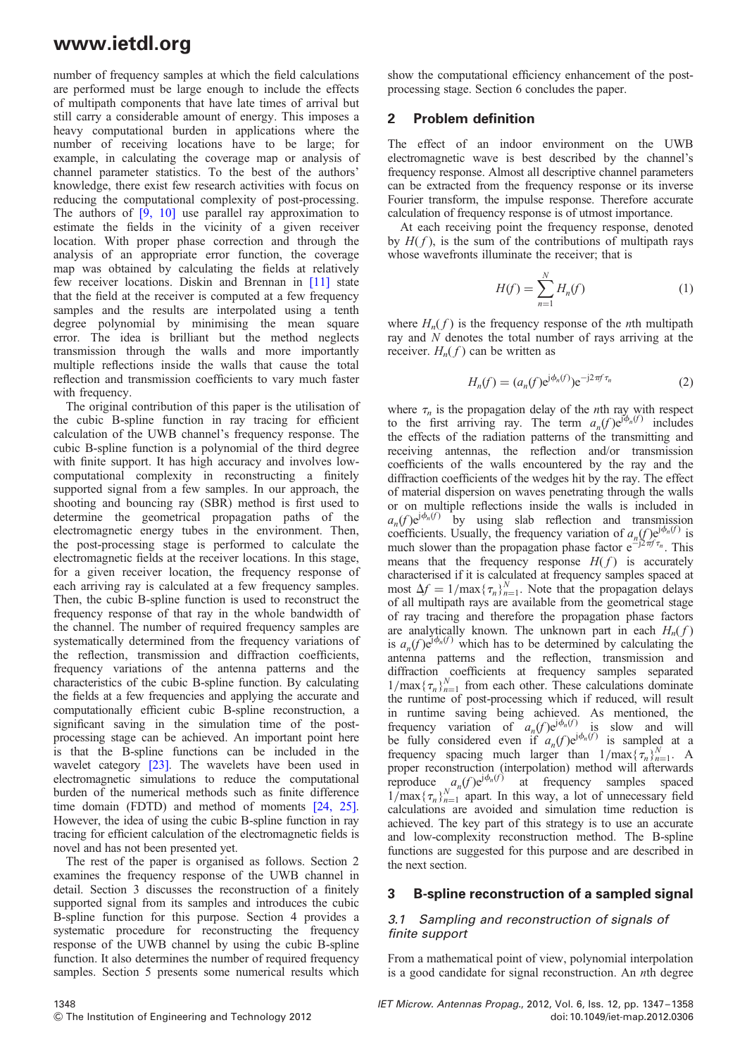number of frequency samples at which the field calculations are performed must be large enough to include the effects of multipath components that have late times of arrival but still carry a considerable amount of energy. This imposes a heavy computational burden in applications where the number of receiving locations have to be large; for example, in calculating the coverage map or analysis of channel parameter statistics. To the best of the authors' knowledge, there exist few research activities with focus on reducing the computational complexity of post-processing. The authors of [9, 10] use parallel ray approximation to estimate the fields in the vicinity of a given receiver location. With proper phase correction and through the analysis of an appropriate error function, the coverage map was obtained by calculating the fields at relatively few receiver locations. Diskin and Brennan in [11] state that the field at the receiver is computed at a few frequency samples and the results are interpolated using a tenth degree polynomial by minimising the mean square error. The idea is brilliant but the method neglects transmission through the walls and more importantly multiple reflections inside the walls that cause the total reflection and transmission coefficients to vary much faster with frequency.

The original contribution of this paper is the utilisation of the cubic B-spline function in ray tracing for efficient calculation of the UWB channel's frequency response. The cubic B-spline function is a polynomial of the third degree with finite support. It has high accuracy and involves low-computational complexity in reconstructing a finitely supported signal from a few samples. In our approach, the shooting and bouncing ray (SBR) method is first used to determine the geometrical propagation paths of the electromagnetic energy tubes in the environment. Then, the post-processing stage is performed to calculate the electromagnetic fields at the receiver locations. In this stage, for a given receiver location, the frequency response of each arriving ray is calculated at a few frequency samples. Then, the cubic B-spline function is used to reconstruct the frequency response of that ray in the whole bandwidth of the channel. The number of required frequency samples are systematically determined from the frequency variations of the reflection, transmission and diffraction coefficients, frequency variations of the antenna patterns and the characteristics of the cubic B-spline function. By calculating the fields at a few frequencies and applying the accurate and computationally efficient cubic B-spline reconstruction, a significant saving in the simulation time of the post-processing stage can be achieved. An important point here is that the B-spline functions can be included in the wavelet category [23]. The wavelets have been used in electromagnetic simulations to reduce the computational burden of the numerical methods such as finite difference time domain (FDTD) and method of moments [24, 25]. However, the idea of using the cubic B-spline function in ray tracing for efficient calculation of the electromagnetic fields is novel and has not been presented yet.

The rest of the paper is organised as follows. Section 2 examines the frequency response of the UWB channel in detail. Section 3 discusses the reconstruction of a finitely supported signal from its samples and introduces the cubic B-spline function for this purpose. Section 4 provides a systematic procedure for reconstructing the frequency response of the UWB channel by using the cubic B-spline function. It also determines the number of required frequency samples. Section 5 presents some numerical results which show the computational efficiency enhancement of the post-processing stage. Section 6 concludes the paper.

## 2 Problem definition

The effect of an indoor environment on the UWB electromagnetic wave is best described by the channel's frequency response. Almost all descriptive channel parameters can be extracted from the frequency response or its inverse Fourier transform, the impulse response. Therefore accurate calculation of frequency response is of utmost importance.

At each receiving point the frequency response, denoted by $H(f)$, is the sum of the contributions of multipath rays whose wavefronts illuminate the receiver; that is

$$H(f) = \sum_{n=1}^{N} H_n(f) \tag{1}$$

where $H_n(f)$ is the frequency response of the $n$th multipath ray and $N$ denotes the total number of rays arriving at the receiver. $H_n(f)$ can be written as

$$H_n(f) = (a_n(f)\mathrm{e}^{\mathrm{j}\phi_n(f)})\mathrm{e}^{-\mathrm{j}2\pi f\tau_n} \tag{2}$$

where $\tau_n$ is the propagation delay of the $n$th ray with respect to the first arriving ray. The term $a_n(f)\mathrm{e}^{\mathrm{j}\phi_n(f)}$ includes the effects of the radiation patterns of the transmitting and receiving antennas, the reflection and/or transmission coefficients of the walls encountered by the ray and the diffraction coefficients of the wedges hit by the ray. The effect of material dispersion on waves penetrating through the walls or on multiple reflections inside the walls is included in $a_n(f)\mathrm{e}^{\mathrm{j}\phi_n(f)}$ by using slab reflection and transmission coefficients. Usually, the frequency variation of $a_n(f)\mathrm{e}^{\mathrm{j}\phi_n(f)}$ is much slower than the propagation phase factor $\mathrm{e}^{-\mathrm{j}2\pi f\tau_n}$. This means that the frequency response $H(f)$ is accurately characterised if it is calculated at frequency samples spaced at most $\Delta f = 1/\max\{\tau_n\}_{n=1}^{N}$. Note that the propagation delays of all multipath rays are available from the geometrical stage of ray tracing and therefore the propagation phase factors are analytically known. The unknown part in each $H_n(f)$ is $a_n(f)\mathrm{e}^{\mathrm{j}\phi_n(f)}$ which has to be determined by calculating the antenna patterns and the reflection, transmission and diffraction coefficients at frequency samples separated $1/\max\{\tau_n\}_{n=1}^{N}$ from each other. These calculations dominate the runtime of post-processing which if reduced, will result in runtime saving being achieved. As mentioned, the frequency variation of $a_n(f)\mathrm{e}^{\mathrm{j}\phi_n(f)}$ is slow and will be fully considered even if $a_n(f)\mathrm{e}^{\mathrm{j}\phi_n(f)}$ is sampled at a frequency spacing much larger than $1/\max\{\tau_n\}_{n=1}^{N}$. A proper reconstruction (interpolation) method will afterwards reproduce $a_n(f)\mathrm{e}^{\mathrm{j}\phi_n(f)}$ at frequency samples spaced $1/\max\{\tau_n\}_{n=1}^{N}$ apart. In this way, a lot of unnecessary field calculations are avoided and simulation time reduction is achieved. The key part of this strategy is to use an accurate and low-complexity reconstruction method. The B-spline functions are suggested for this purpose and are described in the next section.

## 3 B-spline reconstruction of a sampled signal

### 3.1 Sampling and reconstruction of signals of finite support

From a mathematical point of view, polynomial interpolation is a good candidate for signal reconstruction. An $n$th degree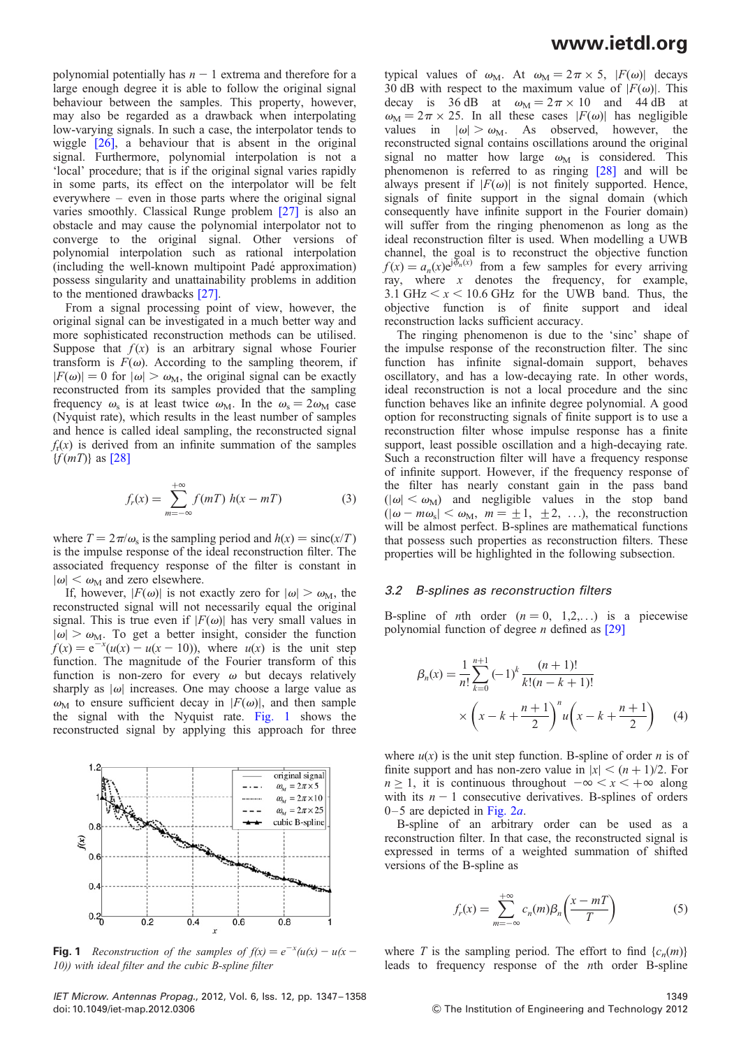polynomial potentially has $n-1$ extrema and therefore for a large enough degree it is able to follow the original signal behaviour between the samples. This property, however, may also be regarded as a drawback when interpolating low-varying signals. In such a case, the interpolator tends to wiggle [26], a behaviour that is absent in the original signal. Furthermore, polynomial interpolation is not a 'local' procedure; that is if the original signal varies rapidly in some parts, its effect on the interpolator will be felt everywhere – even in those parts where the original signal varies smoothly. Classical Runge problem [27] is also an obstacle and may cause the polynomial interpolator not to converge to the original signal. Other versions of polynomial interpolation such as rational interpolation (including the well-known multipoint Padé approximation) possess singularity and unattainability problems in addition to the mentioned drawbacks [27].

From a signal processing point of view, however, the original signal can be investigated in a much better way and more sophisticated reconstruction methods can be utilised. Suppose that $f(x)$ is an arbitrary signal whose Fourier transform is $F(\omega)$. According to the sampling theorem, if $|F(\omega)| = 0$ for $|\omega| > \omega_M$, the original signal can be exactly reconstructed from its samples provided that the sampling frequency $\omega_s$ is at least twice $\omega_M$. In the $\omega_s = 2\omega_M$ case (Nyquist rate), which results in the least number of samples and hence is called ideal sampling, the reconstructed signal $f_r(x)$ is derived from an infinite summation of the samples $\{f(mT)\}$ as [28]

$$f_r(x) = \sum_{m=-\infty}^{+\infty} f(mT)\, h(x - mT) \tag{3}$$

where $T = 2\pi/\omega_s$ is the sampling period and $h(x) = \mathrm{sinc}(x/T)$ is the impulse response of the ideal reconstruction filter. The associated frequency response of the filter is constant in $|\omega| < \omega_M$ and zero elsewhere.

If, however, $|F(\omega)|$ is not exactly zero for $|\omega| > \omega_M$, the reconstructed signal will not necessarily equal the original signal. This is true even if $|F(\omega)|$ has very small values in $|\omega| > \omega_M$. To get a better insight, consider the function $f(x) = e^{-x}(u(x) - u(x-10))$, where $u(x)$ is the unit step function. The magnitude of the Fourier transform of this function is non-zero for every $\omega$ but decays relatively sharply as $|\omega|$ increases. One may choose a large value as $\omega_M$ to ensure sufficient decay in $|F(\omega)|$, and then sample the signal with the Nyquist rate. Fig. 1 shows the reconstructed signal by applying this approach for three typical values of $\omega_M$. At $\omega_M = 2\pi \times 5$, $|F(\omega)|$ decays 30 dB with respect to the maximum value of $|F(\omega)|$. This decay is 36 dB at $\omega_M = 2\pi \times 10$ and 44 dB at $\omega_M = 2\pi \times 25$. In all these cases $|F(\omega)|$ has negligible values in $|\omega| > \omega_M$. As observed, however, the reconstructed signal contains oscillations around the original signal no matter how large $\omega_M$ is considered. This phenomenon is referred to as ringing [28] and will be always present if $|F(\omega)|$ is not finitely supported. Hence, signals of finite support in the signal domain (which consequently have infinite support in the Fourier domain) will suffer from the ringing phenomenon as long as the ideal reconstruction filter is used. When modelling a UWB channel, the goal is to reconstruct the objective function $f(x) = a_n(x)e^{j\phi_n(x)}$ from a few samples for every arriving ray, where $x$ denotes the frequency, for example, $3.1\ \text{GHz} < x < 10.6\ \text{GHz}$ for the UWB band. Thus, the objective function is of finite support and ideal reconstruction lacks sufficient accuracy.

**Fig. 1** *Reconstruction of the samples of $f(x) = e^{-x}(u(x) - u(x-10))$ with ideal filter and the cubic B-spline filter*

The ringing phenomenon is due to the 'sinc' shape of the impulse response of the reconstruction filter. The sinc function has infinite signal-domain support, behaves oscillatory, and has a low-decaying rate. In other words, ideal reconstruction is not a local procedure and the sinc function behaves like an infinite degree polynomial. A good option for reconstructing signals of finite support is to use a reconstruction filter whose impulse response has a finite support, least possible oscillation and a high-decaying rate. Such a reconstruction filter will have a frequency response of infinite support. However, if the frequency response of the filter has nearly constant gain in the pass band ($|\omega| < \omega_M$) and negligible values in the stop band ($|\omega - m\omega_s| < \omega_M$, $m = \pm 1, \pm 2, \ldots$), the reconstruction will be almost perfect. B-splines are mathematical functions that possess such properties as reconstruction filters. These properties will be highlighted in the following subsection.

### 3.2 B-splines as reconstruction filters

B-spline of $n$th order ($n = 0, 1, 2, \ldots$) is a piecewise polynomial function of degree $n$ defined as [29]

$$\beta_n(x) = \frac{1}{n!}\sum_{k=0}^{n+1}(-1)^k \frac{(n+1)!}{k!(n-k+1)!} \times \left(x - k + \frac{n+1}{2}\right)^n u\left(x - k + \frac{n+1}{2}\right) \tag{4}$$

where $u(x)$ is the unit step function. B-spline of order $n$ is of finite support and has non-zero value in $|x| < (n+1)/2$. For $n \geq 1$, it is continuous throughout $-\infty < x < +\infty$ along with its $n-1$ consecutive derivatives. B-splines of orders 0–5 are depicted in Fig. 2*a*.

B-spline of an arbitrary order can be used as a reconstruction filter. In that case, the reconstructed signal is expressed in terms of a weighted summation of shifted versions of the B-spline as

$$f_r(x) = \sum_{m=-\infty}^{+\infty} c_n(m)\beta_n\left(\frac{x - mT}{T}\right) \tag{5}$$

where $T$ is the sampling period. The effort to find $\{c_n(m)\}$ leads to frequency response of the $n$th order B-spline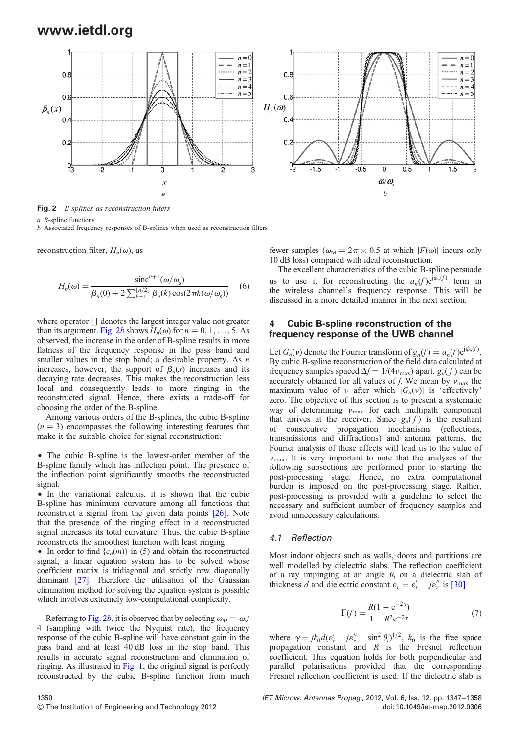**Fig. 2** *B-splines as reconstruction filters*

*a* B-spline functions
*b* Associated frequency responses of B-splines when used as reconstruction filters

reconstruction filter, $H_n(\omega)$, as

$$H_n(\omega) = \frac{\text{sinc}^{n+1}(\omega/\omega_s)}{\beta_n(0) + 2\sum_{k=1}^{\lfloor n/2 \rfloor} \beta_n(k)\cos(2\pi k(\omega/\omega_s))} \quad (6)$$

where operator $\lfloor\rfloor$ denotes the largest integer value not greater than its argument. Fig. 2*b* shows $H_n(\omega)$ for $n = 0, 1, \ldots, 5$. As observed, the increase in the order of B-spline results in more flatness of the frequency response in the pass band and smaller values in the stop band; a desirable property. As $n$ increases, however, the support of $\beta_n(x)$ increases and its decaying rate decreases. This makes the reconstruction less local and consequently leads to more ringing in the reconstructed signal. Hence, there exists a trade-off for choosing the order of the B-spline.

Among various orders of the B-splines, the cubic B-spline ($n = 3$) encompasses the following interesting features that make it the suitable choice for signal reconstruction:

- The cubic B-spline is the lowest-order member of the B-spline family which has inflection point. The presence of the inflection point significantly smooths the reconstructed signal.
- In the variational calculus, it is shown that the cubic B-spline has minimum curvature among all functions that reconstruct a signal from the given data points [26]. Note that the presence of the ringing effect in a reconstructed signal increases its total curvature. Thus, the cubic B-spline reconstructs the smoothest function with least ringing.
- In order to find $\{c_n(m)\}$ in (5) and obtain the reconstructed signal, a linear equation system has to be solved whose coefficient matrix is tridiagonal and strictly row diagonally dominant [27]. Therefore the utilisation of the Gaussian elimination method for solving the equation system is possible which involves extremely low-computational complexity.

Referring to Fig. 2*b*, it is observed that by selecting $\omega_M = \omega_s/4$ (sampling with twice the Nyquist rate), the frequency response of the cubic B-spline will have constant gain in the pass band and at least 40 dB loss in the stop band. This results in accurate signal reconstruction and elimination of ringing. As illustrated in Fig. 1, the original signal is perfectly reconstructed by the cubic B-spline function from much fewer samples ($\omega_M = 2\pi \times 0.5$ at which $|F(\omega)|$ incurs only 10 dB loss) compared with ideal reconstruction.

The excellent characteristics of the cubic B-spline persuade us to use it for reconstructing the $a_n(f)e^{j\phi_n(f)}$ term in the wireless channel's frequency response. This will be discussed in a more detailed manner in the next section.

## 4 Cubic B-spline reconstruction of the frequency response of the UWB channel

Let $G_n(\nu)$ denote the Fourier transform of $g_n(f) = a_n(f)e^{j\phi_n(f)}$. By cubic B-spline reconstruction of the field data calculated at frequency samples spaced $\Delta f = 1/(4\nu_{\max})$ apart, $g_n(f)$ can be accurately obtained for all values of $f$. We mean by $\nu_{\max}$ the maximum value of $\nu$ after which $|G_n(\nu)|$ is 'effectively' zero. The objective of this section is to present a systematic way of determining $\nu_{\max}$ for each multipath component that arrives at the receiver. Since $g_n(f)$ is the resultant of consecutive propagation mechanisms (reflections, transmissions and diffractions) and antenna patterns, the Fourier analysis of these effects will lead us to the value of $\nu_{\max}$. It is very important to note that the analyses of the following subsections are performed prior to starting the post-processing stage. Hence, no extra computational burden is imposed on the post-processing stage. Rather, post-processing is provided with a guideline to select the necessary and sufficient number of frequency samples and avoid unnecessary calculations.

### 4.1 Reflection

Most indoor objects such as walls, doors and partitions are well modelled by dielectric slabs. The reflection coefficient of a ray impinging at an angle $\theta_i$ on a dielectric slab of thickness $d$ and dielectric constant $\varepsilon_r = \varepsilon_r' - j\varepsilon_r''$ is [30]

$$\Gamma(f) = \frac{R(1 - e^{-2\gamma})}{1 - R^2 e^{-2\gamma}} \quad (7)$$

where $\gamma = jk_0 d(\varepsilon_r' - j\varepsilon_r'' - \sin^2\theta_i)^{1/2}$, $k_0$ is the free space propagation constant and $R$ is the Fresnel reflection coefficient. This equation holds for both perpendicular and parallel polarisations provided that the corresponding Fresnel reflection coefficient is used. If the dielectric slab is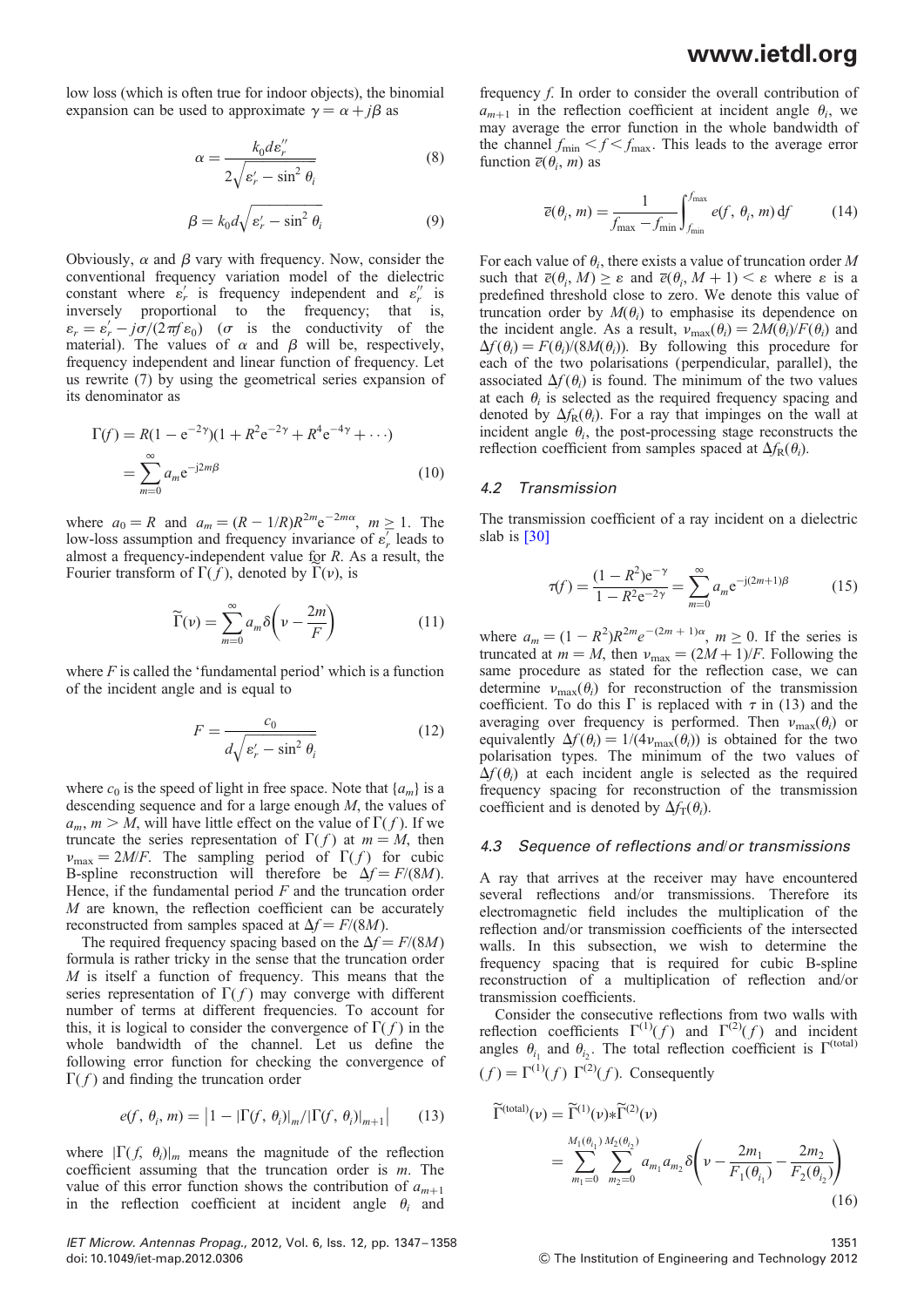low loss (which is often true for indoor objects), the binomial expansion can be used to approximate $\gamma = \alpha + j\beta$ as

$$\alpha = \frac{k_0 d \varepsilon_r''}{2\sqrt{\varepsilon_r' - \sin^2\theta_i}} \tag{8}$$

$$\beta = k_0 d\sqrt{\varepsilon_r' - \sin^2\theta_i} \tag{9}$$

Obviously, $\alpha$ and $\beta$ vary with frequency. Now, consider the conventional frequency variation model of the dielectric constant where $\varepsilon_r'$ is frequency independent and $\varepsilon_r''$ is inversely proportional to the frequency; that is, $\varepsilon_r = \varepsilon_r' - j\sigma/(2\pi f \varepsilon_0)$ ($\sigma$ is the conductivity of the material). The values of $\alpha$ and $\beta$ will be, respectively, frequency independent and linear function of frequency. Let us rewrite (7) by using the geometrical series expansion of its denominator as

$$\begin{aligned}\Gamma(f) &= R(1 - \mathrm{e}^{-2\gamma})(1 + R^2\mathrm{e}^{-2\gamma} + R^4\mathrm{e}^{-4\gamma} + \cdots) \\ &= \sum_{m=0}^{\infty} a_m \mathrm{e}^{-\mathrm{j}2m\beta}\end{aligned} \tag{10}$$

where $a_0 = R$ and $a_m = (R - 1/R)R^{2m}\mathrm{e}^{-2m\alpha}$, $m \geq 1$. The low-loss assumption and frequency invariance of $\varepsilon_r'$ leads to almost a frequency-independent value for $R$. As a result, the Fourier transform of $\Gamma(f)$, denoted by $\widetilde{\Gamma}(\nu)$, is

$$\widetilde{\Gamma}(\nu) = \sum_{m=0}^{\infty} a_m \delta\left(\nu - \frac{2m}{F}\right) \tag{11}$$

where $F$ is called the 'fundamental period' which is a function of the incident angle and is equal to

$$F = \frac{c_0}{d\sqrt{\varepsilon_r' - \sin^2\theta_i}} \tag{12}$$

where $c_0$ is the speed of light in free space. Note that $\{a_m\}$ is a descending sequence and for a large enough $M$, the values of $a_m$, $m > M$, will have little effect on the value of $\Gamma(f)$. If we truncate the series representation of $\Gamma(f)$ at $m = M$, then $\nu_{\max} = 2M/F$. The sampling period of $\Gamma(f)$ for cubic B-spline reconstruction will therefore be $\Delta f = F/(8M)$. Hence, if the fundamental period $F$ and the truncation order $M$ are known, the reflection coefficient can be accurately reconstructed from samples spaced at $\Delta f = F/(8M)$.

The required frequency spacing based on the $\Delta f = F/(8M)$ formula is rather tricky in the sense that the truncation order $M$ is itself a function of frequency. This means that the series representation of $\Gamma(f)$ may converge with different number of terms at different frequencies. To account for this, it is logical to consider the convergence of $\Gamma(f)$ in the whole bandwidth of the channel. Let us define the following error function for checking the convergence of $\Gamma(f)$ and finding the truncation order

$$e(f, \theta_i, m) = \left|1 - |\Gamma(f, \theta_i)|_m / |\Gamma(f, \theta_i)|_{m+1}\right| \tag{13}$$

where $|\Gamma(f, \theta_i)|_m$ means the magnitude of the reflection coefficient assuming that the truncation order is $m$. The value of this error function shows the contribution of $a_{m+1}$ in the reflection coefficient at incident angle $\theta_i$ and frequency $f$. In order to consider the overall contribution of $a_{m+1}$ in the reflection coefficient at incident angle $\theta_i$, we may average the error function in the whole bandwidth of the channel $f_{\min} < f < f_{\max}$. This leads to the average error function $\overline{e}(\theta_i, m)$ as

$$\overline{e}(\theta_i, m) = \frac{1}{f_{\max} - f_{\min}} \int_{f_{\min}}^{f_{\max}} e(f, \theta_i, m)\,\mathrm{d}f \tag{14}$$

For each value of $\theta_i$, there exists a value of truncation order $M$ such that $\overline{e}(\theta_i, M) \geq \varepsilon$ and $\overline{e}(\theta_i, M+1) < \varepsilon$ where $\varepsilon$ is a predefined threshold close to zero. We denote this value of truncation order by $M(\theta_i)$ to emphasise its dependence on the incident angle. As a result, $\nu_{\max}(\theta_i) = 2M(\theta_i)/F(\theta_i)$ and $\Delta f(\theta_i) = F(\theta_i)/(8M(\theta_i))$. By following this procedure for each of the two polarisations (perpendicular, parallel), the associated $\Delta f(\theta_i)$ is found. The minimum of the two values at each $\theta_i$ is selected as the required frequency spacing and denoted by $\Delta f_{\mathrm{R}}(\theta_i)$. For a ray that impinges on the wall at incident angle $\theta_i$, the post-processing stage reconstructs the reflection coefficient from samples spaced at $\Delta f_{\mathrm{R}}(\theta_i)$.

### 4.2 Transmission

The transmission coefficient of a ray incident on a dielectric slab is [30]

$$\tau(f) = \frac{(1 - R^2)\mathrm{e}^{-\gamma}}{1 - R^2\mathrm{e}^{-2\gamma}} = \sum_{m=0}^{\infty} a_m \mathrm{e}^{-\mathrm{j}(2m+1)\beta} \tag{15}$$

where $a_m = (1 - R^2)R^{2m}e^{-(2m+1)\alpha}$, $m \geq 0$. If the series is truncated at $m = M$, then $\nu_{\max} = (2M + 1)/F$. Following the same procedure as stated for the reflection case, we can determine $\nu_{\max}(\theta_i)$ for reconstruction of the transmission coefficient. To do this $\Gamma$ is replaced with $\tau$ in (13) and the averaging over frequency is performed. Then $\nu_{\max}(\theta_i)$ or equivalently $\Delta f(\theta_i) = 1/(4\nu_{\max}(\theta_i))$ is obtained for the two polarisation types. The minimum of the two values of $\Delta f(\theta_i)$ at each incident angle is selected as the required frequency spacing for reconstruction of the transmission coefficient and is denoted by $\Delta f_{\mathrm{T}}(\theta_i)$.

### 4.3 Sequence of reflections and/or transmissions

A ray that arrives at the receiver may have encountered several reflections and/or transmissions. Therefore its electromagnetic field includes the multiplication of the reflection and/or transmission coefficients of the intersected walls. In this subsection, we wish to determine the frequency spacing that is required for cubic B-spline reconstruction of a multiplication of reflection and/or transmission coefficients.

Consider the consecutive reflections from two walls with reflection coefficients $\Gamma^{(1)}(f)$ and $\Gamma^{(2)}(f)$ and incident angles $\theta_{i_1}$ and $\theta_{i_2}$. The total reflection coefficient is $\Gamma^{(\mathrm{total})}(f) = \Gamma^{(1)}(f)\,\Gamma^{(2)}(f)$. Consequently

$$\begin{aligned}\widetilde{\Gamma}^{(\mathrm{total})}(\nu) &= \widetilde{\Gamma}^{(1)}(\nu) * \widetilde{\Gamma}^{(2)}(\nu) \\ &= \sum_{m_1=0}^{M_1(\theta_{i_1})} \sum_{m_2=0}^{M_2(\theta_{i_2})} a_{m_1} a_{m_2} \delta\left(\nu - \frac{2m_1}{F_1(\theta_{i_1})} - \frac{2m_2}{F_2(\theta_{i_2})}\right)\end{aligned} \tag{16}$$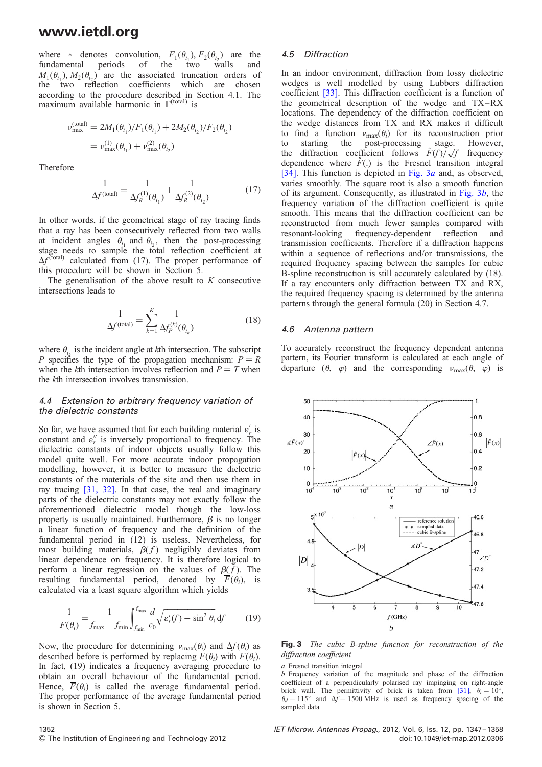where $*$ denotes convolution, $F_1(\theta_{i_1}), F_2(\theta_{i_2})$ are the fundamental periods of the two walls and $M_1(\theta_{i_1}), M_2(\theta_{i_2})$ are the associated truncation orders of the two reflection coefficients which are chosen according to the procedure described in Section 4.1. The maximum available harmonic in $\Gamma^{(\text{total})}$ is

$$\nu_{\max}^{(\text{total})} = 2M_1(\theta_{i_1})/F_1(\theta_{i_1}) + 2M_2(\theta_{i_2})/F_2(\theta_{i_2})$$
$$= \nu_{\max}^{(1)}(\theta_{i_1}) + \nu_{\max}^{(2)}(\theta_{i_2})$$

Therefore

$$\frac{1}{\Delta f^{(\text{total})}} = \frac{1}{\Delta f_R^{(1)}(\theta_{i_1})} + \frac{1}{\Delta f_R^{(2)}(\theta_{i_2})} \tag{17}$$

In other words, if the geometrical stage of ray tracing finds that a ray has been consecutively reflected from two walls at incident angles $\theta_{i_1}$ and $\theta_{i_2}$, then the post-processing stage needs to sample the total reflection coefficient at $\Delta f^{(\text{total})}$ calculated from (17). The proper performance of this procedure will be shown in Section 5.

The generalisation of the above result to $K$ consecutive intersections leads to

$$\frac{1}{\Delta f^{(\text{total})}} = \sum_{k=1}^{K} \frac{1}{\Delta f_P^{(k)}(\theta_{i_k})} \tag{18}$$

where $\theta_{i_k}$ is the incident angle at $k$th intersection. The subscript $P$ specifies the type of the propagation mechanism: $P = R$ when the $k$th intersection involves reflection and $P = T$ when the $k$th intersection involves transmission.

### 4.4 Extension to arbitrary frequency variation of the dielectric constants

So far, we have assumed that for each building material $\varepsilon_r'$ is constant and $\varepsilon_r''$ is inversely proportional to frequency. The dielectric constants of indoor objects usually follow this model quite well. For more accurate indoor propagation modelling, however, it is better to measure the dielectric constants of the materials of the site and then use them in ray tracing [31, 32]. In that case, the real and imaginary parts of the dielectric constants may not exactly follow the aforementioned dielectric model though the low-loss property is usually maintained. Furthermore, $\beta$ is no longer a linear function of frequency and the definition of the fundamental period in (12) is useless. Nevertheless, for most building materials, $\beta(f)$ negligibly deviates from linear dependence on frequency. It is therefore logical to perform a linear regression on the values of $\beta(f)$. The resulting fundamental period, denoted by $\overline{F}(\theta_i)$, is calculated via a least square algorithm which yields

$$\frac{1}{\overline{F}(\theta_i)} = \frac{1}{f_{\max} - f_{\min}} \int_{f_{\min}}^{f_{\max}} \frac{d}{c_0} \sqrt{\varepsilon_r'(f) - \sin^2 \theta_i} \, \mathrm{d}f \tag{19}$$

Now, the procedure for determining $\nu_{\max}(\theta_i)$ and $\Delta f(\theta_i)$ as described before is performed by replacing $F(\theta_i)$ with $\overline{F}(\theta_i)$. In fact, (19) indicates a frequency averaging procedure to obtain an overall behaviour of the fundamental period. Hence, $\overline{F}(\theta_i)$ is called the average fundamental period. The proper performance of the average fundamental period is shown in Section 5.

### 4.5 Diffraction

In an indoor environment, diffraction from lossy dielectric wedges is well modelled by using Lubbers diffraction coefficient [33]. This diffraction coefficient is a function of the geometrical description of the wedge and TX–RX locations. The dependency of the diffraction coefficient on the wedge distances from TX and RX makes it difficult to find a function $\nu_{\max}(\theta_i)$ for its reconstruction prior to starting the post-processing stage. However, the diffraction coefficient follows $\hat{F}(f)/\sqrt{f}$ frequency dependence where $\hat{F}(.)$ is the Fresnel transition integral [34]. This function is depicted in Fig. 3a and, as observed, varies smoothly. The square root is also a smooth function of its argument. Consequently, as illustrated in Fig. 3b, the frequency variation of the diffraction coefficient is quite smooth. This means that the diffraction coefficient can be reconstructed from much fewer samples compared with resonant-looking frequency-dependent reflection and transmission coefficients. Therefore if a diffraction happens within a sequence of reflections and/or transmissions, the required frequency spacing between the samples for cubic B-spline reconstruction is still accurately calculated by (18). If a ray encounters only diffraction between TX and RX, the required frequency spacing is determined by the antenna patterns through the general formula (20) in Section 4.7.

### 4.6 Antenna pattern

To accurately reconstruct the frequency dependent antenna pattern, its Fourier transform is calculated at each angle of departure $(\theta, \varphi)$ and the corresponding $\nu_{\max}(\theta, \varphi)$ is

**Fig. 3** *The cubic B-spline function for reconstruction of the diffraction coefficient*

*a* Fresnel transition integral
*b* Frequency variation of the magnitude and phase of the diffraction coefficient of a perpendicularly polarised ray impinging on right-angle brick wall. The permittivity of brick is taken from [31], $\theta_i = 10^\circ$, $\theta_d = 115^\circ$ and $\Delta f = 1500$ MHz is used as frequency spacing of the sampled data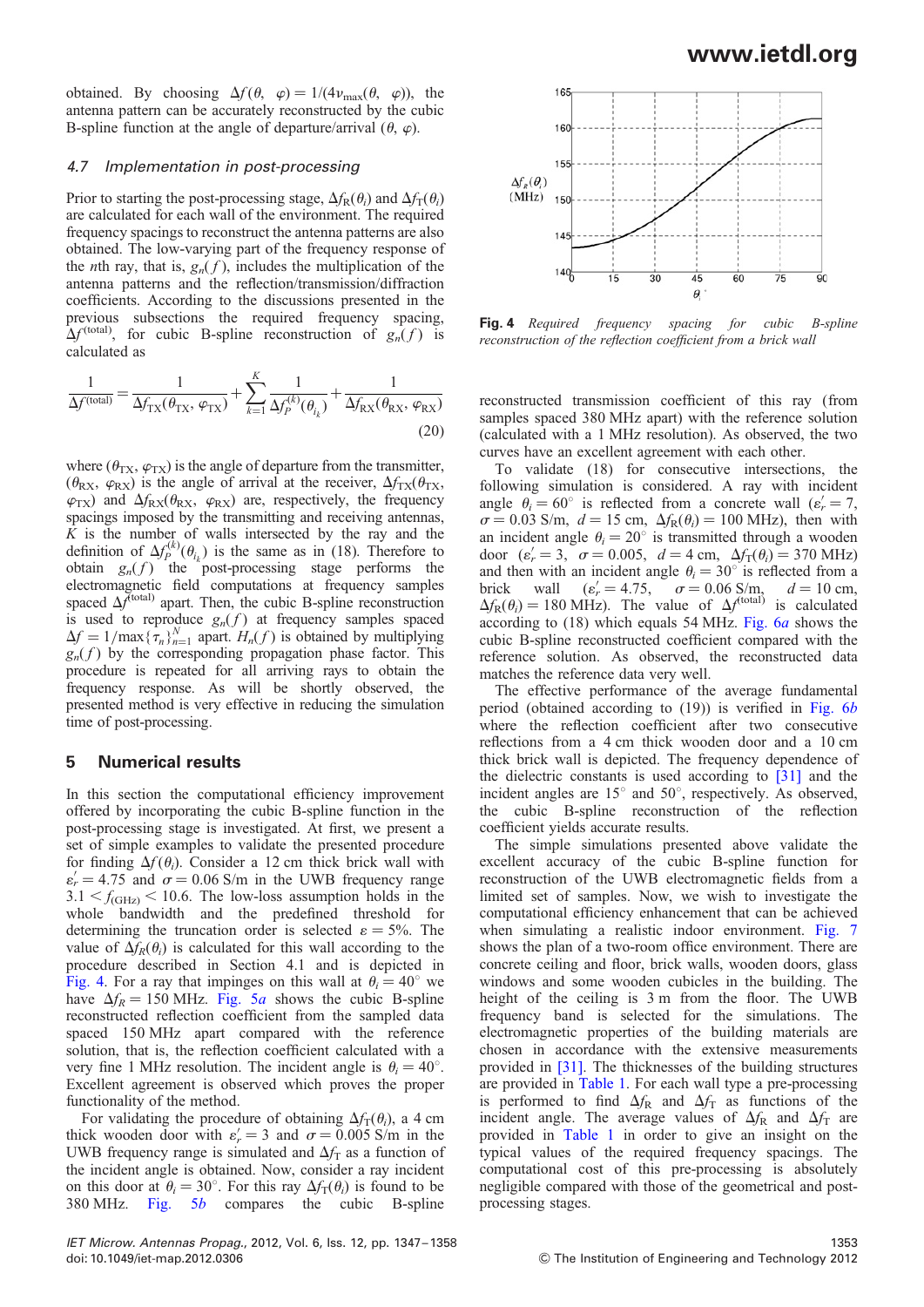obtained. By choosing $\Delta f(\theta, \varphi) = 1/(4\nu_{\max}(\theta, \varphi))$, the antenna pattern can be accurately reconstructed by the cubic B-spline function at the angle of departure/arrival $(\theta, \varphi)$.

### 4.7 Implementation in post-processing

Prior to starting the post-processing stage, $\Delta f_R(\theta_i)$ and $\Delta f_T(\theta_i)$ are calculated for each wall of the environment. The required frequency spacings to reconstruct the antenna patterns are also obtained. The low-varying part of the frequency response of the $n$th ray, that is, $g_n(f)$, includes the multiplication of the antenna patterns and the reflection/transmission/diffraction coefficients. According to the discussions presented in the previous subsections the required frequency spacing, $\Delta f^{(\text{total})}$, for cubic B-spline reconstruction of $g_n(f)$ is calculated as

$$\frac{1}{\Delta f^{(\text{total})}} = \frac{1}{\Delta f_{TX}(\theta_{TX}, \varphi_{TX})} + \sum_{k=1}^{K} \frac{1}{\Delta f_P^{(k)}(\theta_{i_k})} + \frac{1}{\Delta f_{RX}(\theta_{RX}, \varphi_{RX})} \tag{20}$$

where $(\theta_{TX}, \varphi_{TX})$ is the angle of departure from the transmitter, $(\theta_{RX}, \varphi_{RX})$ is the angle of arrival at the receiver, $\Delta f_{TX}(\theta_{TX}, \varphi_{TX})$ and $\Delta f_{RX}(\theta_{RX}, \varphi_{RX})$ are, respectively, the frequency spacings imposed by the transmitting and receiving antennas, $K$ is the number of walls intersected by the ray and the definition of $\Delta f_P^{(k)}(\theta_{i_k})$ is the same as in (18). Therefore to obtain $g_n(f)$ the post-processing stage performs the electromagnetic field computations at frequency samples spaced $\Delta f^{(\text{total})}$ apart. Then, the cubic B-spline reconstruction is used to reproduce $g_n(f)$ at frequency samples spaced $\Delta f = 1/\max\{\tau_n\}_{n=1}^{N}$ apart. $H_n(f)$ is obtained by multiplying $g_n(f)$ by the corresponding propagation phase factor. This procedure is repeated for all arriving rays to obtain the frequency response. As will be shortly observed, the presented method is very effective in reducing the simulation time of post-processing.

## 5 Numerical results

In this section the computational efficiency improvement offered by incorporating the cubic B-spline function in the post-processing stage is investigated. At first, we present a set of simple examples to validate the presented procedure for finding $\Delta f(\theta_i)$. Consider a 12 cm thick brick wall with $\varepsilon_r' = 4.75$ and $\sigma = 0.06$ S/m in the UWB frequency range $3.1 < f_{(\text{GHz})} < 10.6$. The low-loss assumption holds in the whole bandwidth and the predefined threshold for determining the truncation order is selected $\varepsilon = 5\%$. The value of $\Delta f_R(\theta_i)$ is calculated for this wall according to the procedure described in Section 4.1 and is depicted in Fig. 4. For a ray that impinges on this wall at $\theta_i = 40^\circ$ we have $\Delta f_R = 150$ MHz. Fig. 5*a* shows the cubic B-spline reconstructed reflection coefficient from the sampled data spaced 150 MHz apart compared with the reference solution, that is, the reflection coefficient calculated with a very fine 1 MHz resolution. The incident angle is $\theta_i = 40^\circ$. Excellent agreement is observed which proves the proper functionality of the method.

For validating the procedure of obtaining $\Delta f_T(\theta_i)$, a 4 cm thick wooden door with $\varepsilon_r' = 3$ and $\sigma = 0.005$ S/m in the UWB frequency range is simulated and $\Delta f_T$ as a function of the incident angle is obtained. Now, consider a ray incident on this door at $\theta_i = 30^\circ$. For this ray $\Delta f_T(\theta_i)$ is found to be 380 MHz. Fig. 5*b* compares the cubic B-spline reconstructed transmission coefficient of this ray (from samples spaced 380 MHz apart) with the reference solution (calculated with a 1 MHz resolution). As observed, the two curves have an excellent agreement with each other.

**Fig. 4** *Required frequency spacing for cubic B-spline reconstruction of the reflection coefficient from a brick wall*

To validate (18) for consecutive intersections, the following simulation is considered. A ray with incident angle $\theta_i = 60^\circ$ is reflected from a concrete wall ($\varepsilon_r' = 7$, $\sigma = 0.03$ S/m, $d = 15$ cm, $\Delta f_R(\theta_i) = 100$ MHz), then with an incident angle $\theta_i = 20^\circ$ is transmitted through a wooden door ($\varepsilon_r' = 3$, $\sigma = 0.005$, $d = 4$ cm, $\Delta f_T(\theta_i) = 370$ MHz) and then with an incident angle $\theta_i = 30^\circ$ is reflected from a brick wall ($\varepsilon_r' = 4.75$, $\sigma = 0.06$ S/m, $d = 10$ cm, $\Delta f_R(\theta_i) = 180$ MHz). The value of $\Delta f^{(\text{total})}$ is calculated according to (18) which equals 54 MHz. Fig. 6*a* shows the cubic B-spline reconstructed coefficient compared with the reference solution. As observed, the reconstructed data matches the reference data very well.

The effective performance of the average fundamental period (obtained according to (19)) is verified in Fig. 6*b* where the reflection coefficient after two consecutive reflections from a 4 cm thick wooden door and a 10 cm thick brick wall is depicted. The frequency dependence of the dielectric constants is used according to [31] and the incident angles are 15° and 50°, respectively. As observed, the cubic B-spline reconstruction of the reflection coefficient yields accurate results.

The simple simulations presented above validate the excellent accuracy of the cubic B-spline function for reconstruction of the UWB electromagnetic fields from a limited set of samples. Now, we wish to investigate the computational efficiency enhancement that can be achieved when simulating a realistic indoor environment. Fig. 7 shows the plan of a two-room office environment. There are concrete ceiling and floor, brick walls, wooden doors, glass windows and some wooden cubicles in the building. The height of the ceiling is 3 m from the floor. The UWB frequency band is selected for the simulations. The electromagnetic properties of the building materials are chosen in accordance with the extensive measurements provided in [31]. The thicknesses of the building structures are provided in Table 1. For each wall type a pre-processing is performed to find $\Delta f_R$ and $\Delta f_T$ as functions of the incident angle. The average values of $\Delta f_R$ and $\Delta f_T$ are provided in Table 1 in order to give an insight on the typical values of the required frequency spacings. The computational cost of this pre-processing is absolutely negligible compared with those of the geometrical and post-processing stages.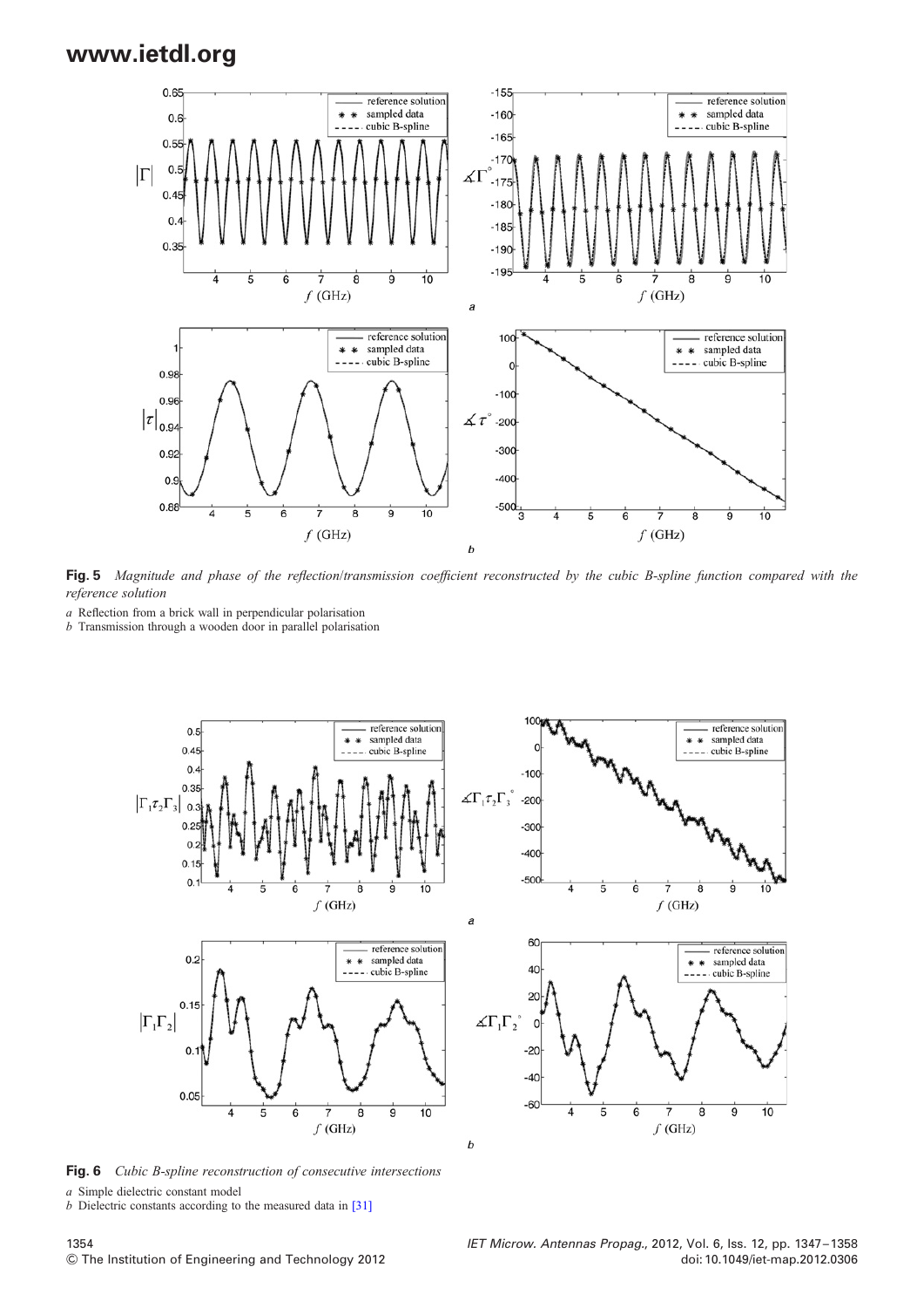**Fig. 5** *Magnitude and phase of the reflection/transmission coefficient reconstructed by the cubic B-spline function compared with the reference solution*

*a* Reflection from a brick wall in perpendicular polarisation
*b* Transmission through a wooden door in parallel polarisation

**Fig. 6** *Cubic B-spline reconstruction of consecutive intersections*

*a* Simple dielectric constant model
*b* Dielectric constants according to the measured data in [31]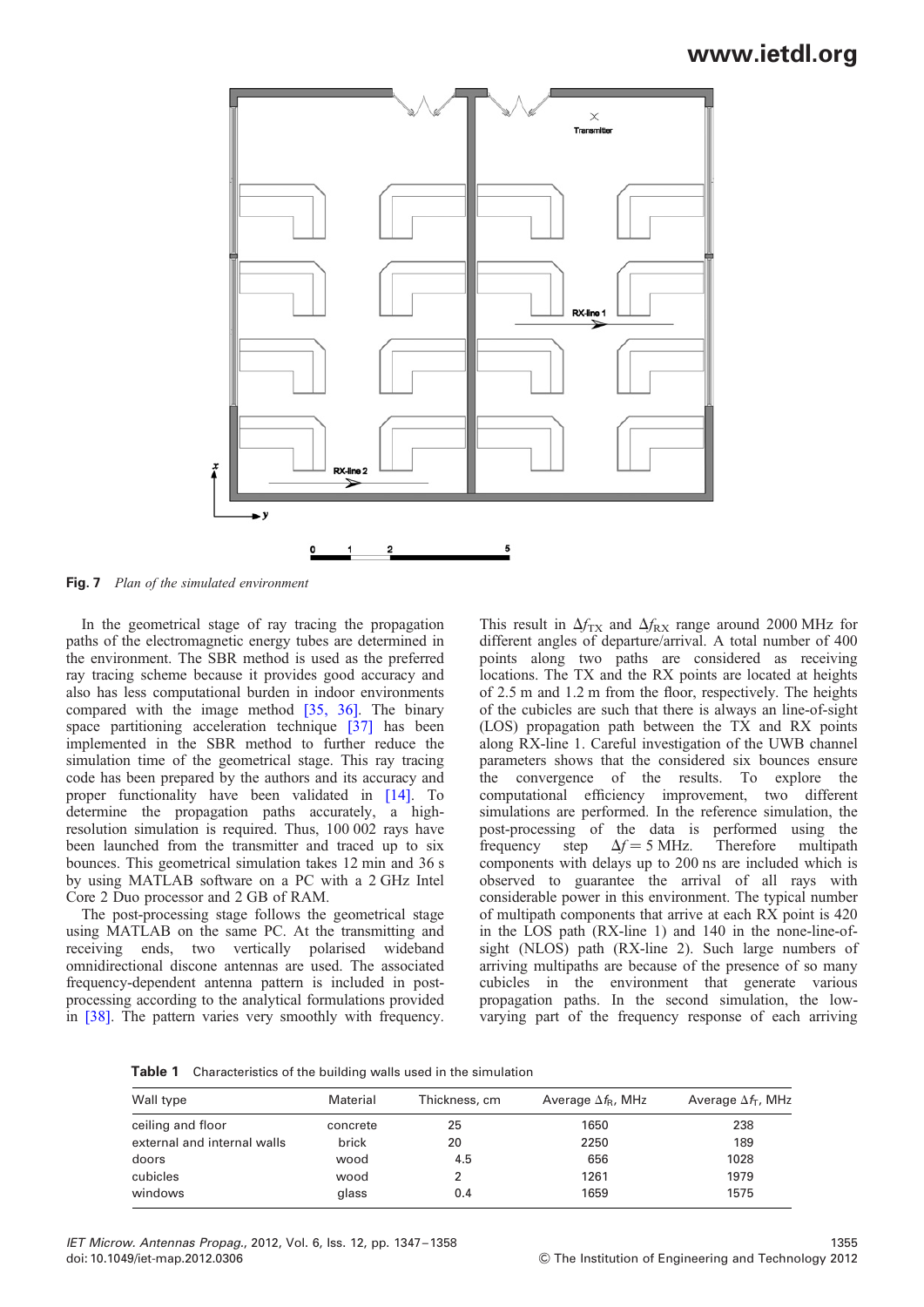**Fig. 7** *Plan of the simulated environment*

In the geometrical stage of ray tracing the propagation paths of the electromagnetic energy tubes are determined in the environment. The SBR method is used as the preferred ray tracing scheme because it provides good accuracy and also has less computational burden in indoor environments compared with the image method [35, 36]. The binary space partitioning acceleration technique [37] has been implemented in the SBR method to further reduce the simulation time of the geometrical stage. This ray tracing code has been prepared by the authors and its accuracy and proper functionality have been validated in [14]. To determine the propagation paths accurately, a high-resolution simulation is required. Thus, 100 002 rays have been launched from the transmitter and traced up to six bounces. This geometrical simulation takes 12 min and 36 s by using MATLAB software on a PC with a 2 GHz Intel Core 2 Duo processor and 2 GB of RAM.

The post-processing stage follows the geometrical stage using MATLAB on the same PC. At the transmitting and receiving ends, two vertically polarised wideband omnidirectional discone antennas are used. The associated frequency-dependent antenna pattern is included in post-processing according to the analytical formulations provided in [38]. The pattern varies very smoothly with frequency. This result in $\Delta f_{\mathrm{TX}}$ and $\Delta f_{\mathrm{RX}}$ range around 2000 MHz for different angles of departure/arrival. A total number of 400 points along two paths are considered as receiving locations. The TX and the RX points are located at heights of 2.5 m and 1.2 m from the floor, respectively. The heights of the cubicles are such that there is always an line-of-sight (LOS) propagation path between the TX and RX points along RX-line 1. Careful investigation of the UWB channel parameters shows that the considered six bounces ensure the convergence of the results. To explore the computational efficiency improvement, two different simulations are performed. In the reference simulation, the post-processing of the data is performed using the frequency step $\Delta f = 5$ MHz. Therefore multipath components with delays up to 200 ns are included which is observed to guarantee the arrival of all rays with considerable power in this environment. The typical number of multipath components that arrive at each RX point is 420 in the LOS path (RX-line 1) and 140 in the none-line-of-sight (NLOS) path (RX-line 2). Such large numbers of arriving multipaths are because of the presence of so many cubicles in the environment that generate various propagation paths. In the second simulation, the low-varying part of the frequency response of each arriving

**Table 1** Characteristics of the building walls used in the simulation

| Wall type | Material | Thickness, cm | Average $\Delta f_{\mathrm{R}}$, MHz | Average $\Delta f_{\mathrm{T}}$, MHz |
|---|---|---|---|---|
| ceiling and floor | concrete | 25 | 1650 | 238 |
| external and internal walls | brick | 20 | 2250 | 189 |
| doors | wood | 4.5 | 656 | 1028 |
| cubicles | wood | 2 | 1261 | 1979 |
| windows | glass | 0.4 | 1659 | 1575 |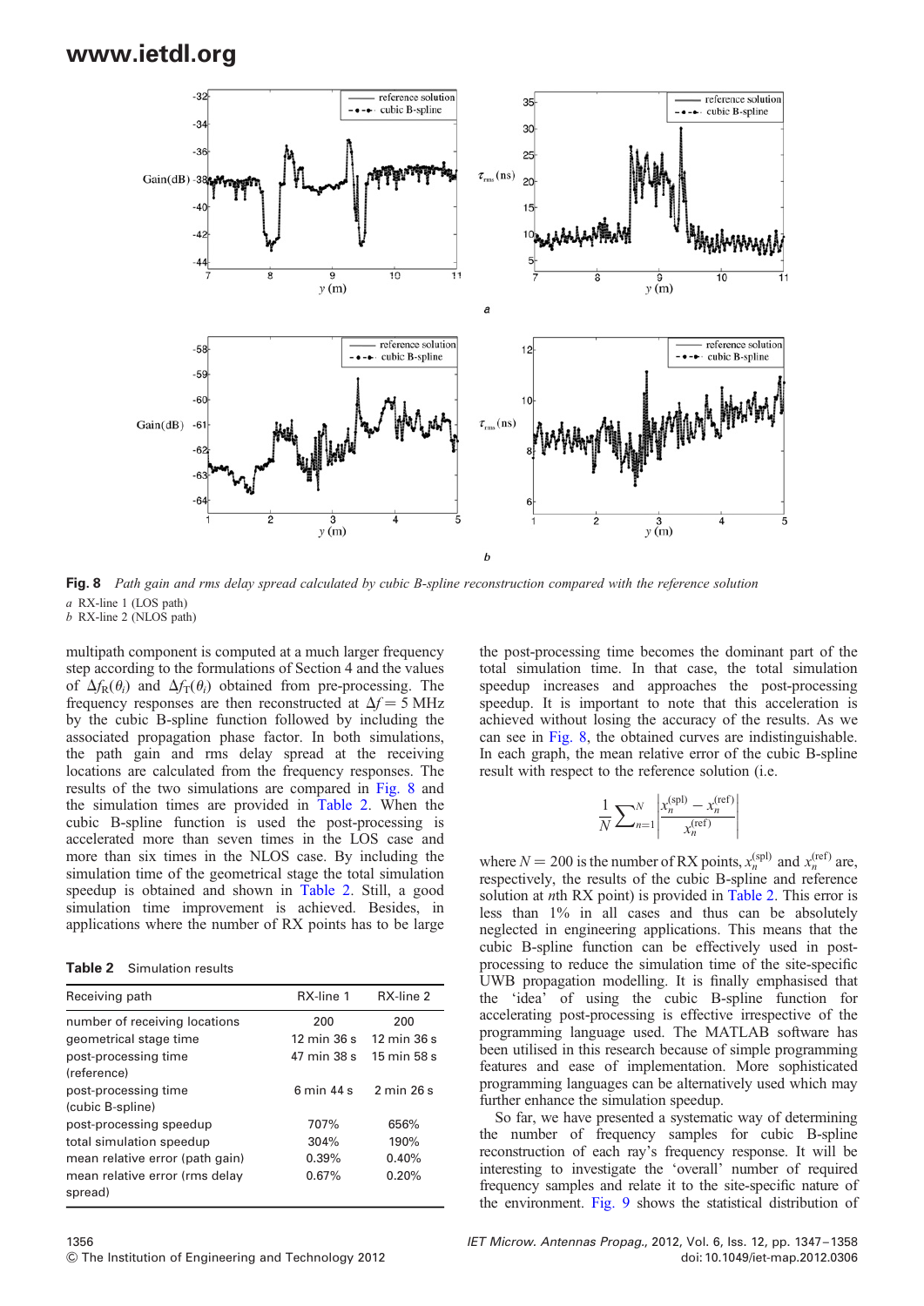**Fig. 8** *Path gain and rms delay spread calculated by cubic B-spline reconstruction compared with the reference solution*

*a* RX-line 1 (LOS path)
*b* RX-line 2 (NLOS path)

multipath component is computed at a much larger frequency step according to the formulations of Section 4 and the values of $\Delta f_R(\theta_i)$ and $\Delta f_T(\theta_i)$ obtained from pre-processing. The frequency responses are then reconstructed at $\Delta f = 5$ MHz by the cubic B-spline function followed by including the associated propagation phase factor. In both simulations, the path gain and rms delay spread at the receiving locations are calculated from the frequency responses. The results of the two simulations are compared in Fig. 8 and the simulation times are provided in Table 2. When the cubic B-spline function is used the post-processing is accelerated more than seven times in the LOS case and more than six times in the NLOS case. By including the simulation time of the geometrical stage the total simulation speedup is obtained and shown in Table 2. Still, a good simulation time improvement is achieved. Besides, in applications where the number of RX points has to be large

**Table 2** Simulation results

| Receiving path | RX-line 1 | RX-line 2 |
|---|---|---|
| number of receiving locations | 200 | 200 |
| geometrical stage time | 12 min 36 s | 12 min 36 s |
| post-processing time (reference) | 47 min 38 s | 15 min 58 s |
| post-processing time (cubic B-spline) | 6 min 44 s | 2 min 26 s |
| post-processing speedup | 707% | 656% |
| total simulation speedup | 304% | 190% |
| mean relative error (path gain) | 0.39% | 0.40% |
| mean relative error (rms delay spread) | 0.67% | 0.20% |

the post-processing time becomes the dominant part of the total simulation time. In that case, the total simulation speedup increases and approaches the post-processing speedup. It is important to note that this acceleration is achieved without losing the accuracy of the results. As we can see in Fig. 8, the obtained curves are indistinguishable. In each graph, the mean relative error of the cubic B-spline result with respect to the reference solution (i.e.

$$\frac{1}{N}\sum_{n=1}^{N}\left|\frac{x_n^{(\mathrm{spl})}-x_n^{(\mathrm{ref})}}{x_n^{(\mathrm{ref})}}\right|$$

where $N = 200$ is the number of RX points, $x_n^{(\mathrm{spl})}$ and $x_n^{(\mathrm{ref})}$ are, respectively, the results of the cubic B-spline and reference solution at $n$th RX point) is provided in Table 2. This error is less than 1% in all cases and thus can be absolutely neglected in engineering applications. This means that the cubic B-spline function can be effectively used in post-processing to reduce the simulation time of the site-specific UWB propagation modelling. It is finally emphasised that the 'idea' of using the cubic B-spline function for accelerating post-processing is effective irrespective of the programming language used. The MATLAB software has been utilised in this research because of simple programming features and ease of implementation. More sophisticated programming languages can be alternatively used which may further enhance the simulation speedup.

So far, we have presented a systematic way of determining the number of frequency samples for cubic B-spline reconstruction of each ray's frequency response. It will be interesting to investigate the 'overall' number of required frequency samples and relate it to the site-specific nature of the environment. Fig. 9 shows the statistical distribution of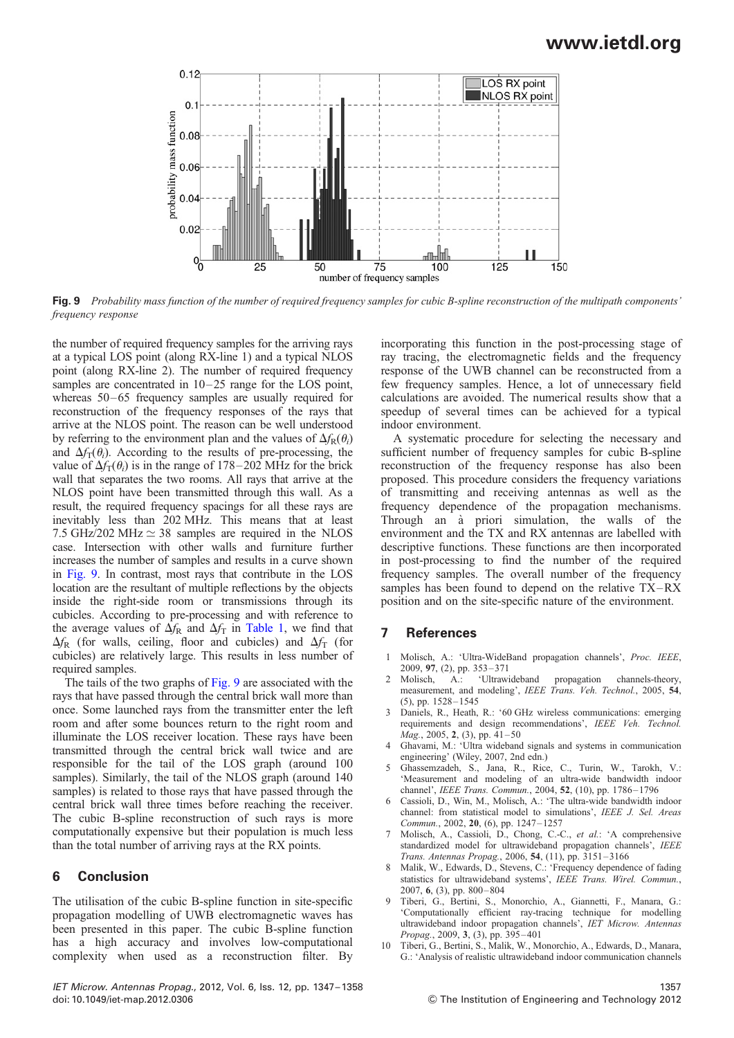0.12
0.1
0.08
0.06
0.04
0.02
0
probability mass function
0 25 50 75 100 125 150
number of frequency samples
LOS RX point
NLOS RX point

**Fig. 9** *Probability mass function of the number of required frequency samples for cubic B-spline reconstruction of the multipath components' frequency response*

the number of required frequency samples for the arriving rays at a typical LOS point (along RX-line 1) and a typical NLOS point (along RX-line 2). The number of required frequency samples are concentrated in 10–25 range for the LOS point, whereas 50–65 frequency samples are usually required for reconstruction of the frequency responses of the rays that arrive at the NLOS point. The reason can be well understood by referring to the environment plan and the values of $\Delta f_{\mathrm{R}}(\theta_i)$ and $\Delta f_{\mathrm{T}}(\theta_i)$. According to the results of pre-processing, the value of $\Delta f_{\mathrm{T}}(\theta_i)$ is in the range of 178–202 MHz for the brick wall that separates the two rooms. All rays that arrive at the NLOS point have been transmitted through this wall. As a result, the required frequency spacings for all these rays are inevitably less than 202 MHz. This means that at least 7.5 GHz/202 MHz $\simeq$ 38 samples are required in the NLOS case. Intersection with other walls and furniture further increases the number of samples and results in a curve shown in Fig. 9. In contrast, most rays that contribute in the LOS location are the resultant of multiple reflections by the objects inside the right-side room or transmissions through its cubicles. According to pre-processing and with reference to the average values of $\Delta f_{\mathrm{R}}$ and $\Delta f_{\mathrm{T}}$ in Table 1, we find that $\Delta f_{\mathrm{R}}$ (for walls, ceiling, floor and cubicles) and $\Delta f_{\mathrm{T}}$ (for cubicles) are relatively large. This results in less number of required samples.

The tails of the two graphs of Fig. 9 are associated with the rays that have passed through the central brick wall more than once. Some launched rays from the transmitter enter the left room and after some bounces return to the right room and illuminate the LOS receiver location. These rays have been transmitted through the central brick wall twice and are responsible for the tail of the LOS graph (around 100 samples). Similarly, the tail of the NLOS graph (around 140 samples) is related to those rays that have passed through the central brick wall three times before reaching the receiver. The cubic B-spline reconstruction of such rays is more computationally expensive but their population is much less than the total number of arriving rays at the RX points.

## 6 Conclusion

The utilisation of the cubic B-spline function in site-specific propagation modelling of UWB electromagnetic waves has been presented in this paper. The cubic B-spline function has a high accuracy and involves low-computational complexity when used as a reconstruction filter. By incorporating this function in the post-processing stage of ray tracing, the electromagnetic fields and the frequency response of the UWB channel can be reconstructed from a few frequency samples. Hence, a lot of unnecessary field calculations are avoided. The numerical results show that a speedup of several times can be achieved for a typical indoor environment.

A systematic procedure for selecting the necessary and sufficient number of frequency samples for cubic B-spline reconstruction of the frequency response has also been proposed. This procedure considers the frequency variations of transmitting and receiving antennas as well as the frequency dependence of the propagation mechanisms. Through an à priori simulation, the walls of the environment and the TX and RX antennas are labelled with descriptive functions. These functions are then incorporated in post-processing to find the number of the required frequency samples. The overall number of the frequency samples has been found to depend on the relative TX–RX position and on the site-specific nature of the environment.

## 7 References

1. Molisch, A.: 'Ultra-WideBand propagation channels', *Proc. IEEE*, 2009, **97**, (2), pp. 353–371
2. Molisch, A.: 'Ultrawideband propagation channels-theory, measurement, and modeling', *IEEE Trans. Veh. Technol.*, 2005, **54**, (5), pp. 1528–1545
3. Daniels, R., Heath, R.: '60 GHz wireless communications: emerging requirements and design recommendations', *IEEE Veh. Technol. Mag.*, 2005, **2**, (3), pp. 41–50
4. Ghavami, M.: 'Ultra wideband signals and systems in communication engineering' (Wiley, 2007, 2nd edn.)
5. Ghassemzadeh, S., Jana, R., Rice, C., Turin, W., Tarokh, V.: 'Measurement and modeling of an ultra-wide bandwidth indoor channel', *IEEE Trans. Commun.*, 2004, **52**, (10), pp. 1786–1796
6. Cassioli, D., Win, M., Molisch, A.: 'The ultra-wide bandwidth indoor channel: from statistical model to simulations', *IEEE J. Sel. Areas Commun.*, 2002, **20**, (6), pp. 1247–1257
7. Molisch, A., Cassioli, D., Chong, C.-C., *et al.*: 'A comprehensive standardized model for ultrawideband propagation channels', *IEEE Trans. Antennas Propag.*, 2006, **54**, (11), pp. 3151–3166
8. Malik, W., Edwards, D., Stevens, C.: 'Frequency dependence of fading statistics for ultrawideband systems', *IEEE Trans. Wirel. Commun.*, 2007, **6**, (3), pp. 800–804
9. Tiberi, G., Bertini, S., Monorchio, A., Giannetti, F., Manara, G.: 'Computationally efficient ray-tracing technique for modelling ultrawideband indoor propagation channels', *IET Microw. Antennas Propag.*, 2009, **3**, (3), pp. 395–401
10. Tiberi, G., Bertini, S., Malik, W., Monorchio, A., Edwards, D., Manara, G.: 'Analysis of realistic ultrawideband indoor communication channels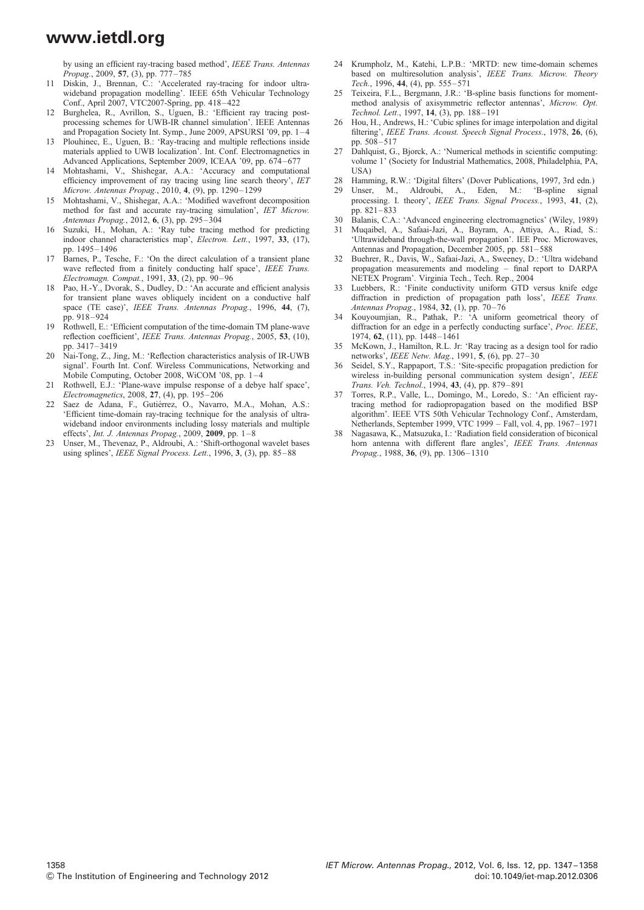by using an efficient ray-tracing based method', *IEEE Trans. Antennas Propag.*, 2009, **57**, (3), pp. 777–785

11 Diskin, J., Brennan, C.: 'Accelerated ray-tracing for indoor ultra-wideband propagation modelling'. IEEE 65th Vehicular Technology Conf., April 2007, VTC2007-Spring, pp. 418–422

12 Burghelea, R., Avrillon, S., Uguen, B.: 'Efficient ray tracing post-processing schemes for UWB-IR channel simulation'. IEEE Antennas and Propagation Society Int. Symp., June 2009, APSURSI '09, pp. 1–4

13 Plouhinec, E., Uguen, B.: 'Ray-tracing and multiple reflections inside materials applied to UWB localization'. Int. Conf. Electromagnetics in Advanced Applications, September 2009, ICEAA '09, pp. 674–677

14 Mohtashami, V., Shishegar, A.A.: 'Accuracy and computational efficiency improvement of ray tracing using line search theory', *IET Microw. Antennas Propag.*, 2010, **4**, (9), pp. 1290–1299

15 Mohtashami, V., Shishegar, A.A.: 'Modified wavefront decomposition method for fast and accurate ray-tracing simulation', *IET Microw. Antennas Propag.*, 2012, **6**, (3), pp. 295–304

16 Suzuki, H., Mohan, A.: 'Ray tube tracing method for predicting indoor channel characteristics map', *Electron. Lett.*, 1997, **33**, (17), pp. 1495–1496

17 Barnes, P., Tesche, F.: 'On the direct calculation of a transient plane wave reflected from a finitely conducting half space', *IEEE Trans. Electromagn. Compat.*, 1991, **33**, (2), pp. 90–96

18 Pao, H.-Y., Dvorak, S., Dudley, D.: 'An accurate and efficient analysis for transient plane waves obliquely incident on a conductive half space (TE case)', *IEEE Trans. Antennas Propag.*, 1996, **44**, (7), pp. 918–924

19 Rothwell, E.: 'Efficient computation of the time-domain TM plane-wave reflection coefficient', *IEEE Trans. Antennas Propag.*, 2005, **53**, (10), pp. 3417–3419

20 Nai-Tong, Z., Jing, M.: 'Reflection characteristics analysis of IR-UWB signal'. Fourth Int. Conf. Wireless Communications, Networking and Mobile Computing, October 2008, WiCOM '08, pp. 1–4

21 Rothwell, E.J.: 'Plane-wave impulse response of a debye half space', *Electromagnetics*, 2008, **27**, (4), pp. 195–206

22 Saez de Adana, F., Gutiérrez, O., Navarro, M.A., Mohan, A.S.: 'Efficient time-domain ray-tracing technique for the analysis of ultra-wideband indoor environments including lossy materials and multiple effects', *Int. J. Antennas Propag.*, 2009, **2009**, pp. 1–8

23 Unser, M., Thevenaz, P., Aldroubi, A.: 'Shift-orthogonal wavelet bases using splines', *IEEE Signal Process. Lett.*, 1996, **3**, (3), pp. 85–88

24 Krumpholz, M., Katehi, L.P.B.: 'MRTD: new time-domain schemes based on multiresolution analysis', *IEEE Trans. Microw. Theory Tech.*, 1996, **44**, (4), pp. 555–571

25 Teixeira, F.L., Bergmann, J.R.: 'B-spline basis functions for moment-method analysis of axisymmetric reflector antennas', *Microw. Opt. Technol. Lett.*, 1997, **14**, (3), pp. 188–191

26 Hou, H., Andrews, H.: 'Cubic splines for image interpolation and digital filtering', *IEEE Trans. Acoust. Speech Signal Process.*, 1978, **26**, (6), pp. 508–517

27 Dahlquist, G., Bjorck, A.: 'Numerical methods in scientific computing: volume 1' (Society for Industrial Mathematics, 2008, Philadelphia, PA, USA)

28 Hamming, R.W.: 'Digital filters' (Dover Publications, 1997, 3rd edn.)

29 Unser, M., Aldroubi, A., Eden, M.: 'B-spline signal processing. I. theory', *IEEE Trans. Signal Process.*, 1993, **41**, (2), pp. 821–833

30 Balanis, C.A.: 'Advanced engineering electromagnetics' (Wiley, 1989)

31 Muqaibel, A., Safaai-Jazi, A., Bayram, A., Attiya, A., Riad, S.: 'Ultrawideband through-the-wall propagation'. IEE Proc. Microwaves, Antennas and Propagation, December 2005, pp. 581–588

32 Buehrer, R., Davis, W., Safaai-Jazi, A., Sweeney, D.: 'Ultra wideband propagation measurements and modeling – final report to DARPA NETEX Program'. Virginia Tech., Tech. Rep., 2004

33 Luebbers, R.: 'Finite conductivity uniform GTD versus knife edge diffraction in prediction of propagation path loss', *IEEE Trans. Antennas Propag.*, 1984, **32**, (1), pp. 70–76

34 Kouyoumjian, R., Pathak, P.: 'A uniform geometrical theory of diffraction for an edge in a perfectly conducting surface', *Proc. IEEE*, 1974, **62**, (11), pp. 1448–1461

35 McKown, J., Hamilton, R.L. Jr: 'Ray tracing as a design tool for radio networks', *IEEE Netw. Mag.*, 1991, **5**, (6), pp. 27–30

36 Seidel, S.Y., Rappaport, T.S.: 'Site-specific propagation prediction for wireless in-building personal communication system design', *IEEE Trans. Veh. Technol.*, 1994, **43**, (4), pp. 879–891

37 Torres, R.P., Valle, L., Domingo, M., Loredo, S.: 'An efficient ray-tracing method for radiopropagation based on the modified BSP algorithm'. IEEE VTS 50th Vehicular Technology Conf., Amsterdam, Netherlands, September 1999, VTC 1999 – Fall, vol. 4, pp. 1967–1971

38 Nagasawa, K., Matsuzuka, I.: 'Radiation field consideration of biconical horn antenna with different flare angles', *IEEE Trans. Antennas Propag.*, 1988, **36**, (9), pp. 1306–1310